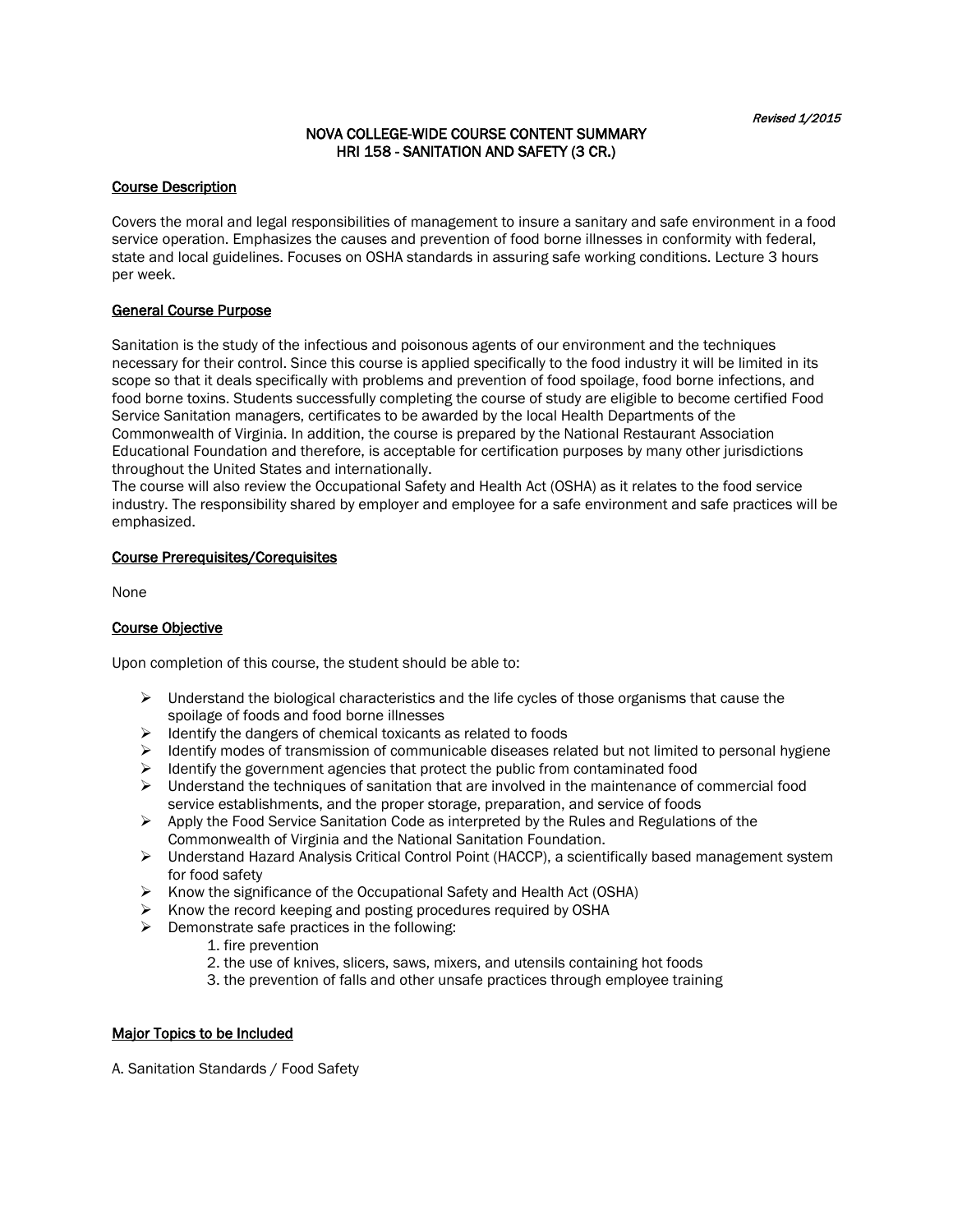*Revised 1/2015*

# NOVA COLLEGE-WIDE COURSE CONTENT SUMMARY
# HRI 158 - SANITATION AND SAFETY (3 CR.)

## Course Description

Covers the moral and legal responsibilities of management to insure a sanitary and safe environment in a food service operation. Emphasizes the causes and prevention of food borne illnesses in conformity with federal, state and local guidelines. Focuses on OSHA standards in assuring safe working conditions. Lecture 3 hours per week.

## General Course Purpose

Sanitation is the study of the infectious and poisonous agents of our environment and the techniques necessary for their control. Since this course is applied specifically to the food industry it will be limited in its scope so that it deals specifically with problems and prevention of food spoilage, food borne infections, and food borne toxins. Students successfully completing the course of study are eligible to become certified Food Service Sanitation managers, certificates to be awarded by the local Health Departments of the Commonwealth of Virginia. In addition, the course is prepared by the National Restaurant Association Educational Foundation and therefore, is acceptable for certification purposes by many other jurisdictions throughout the United States and internationally.
The course will also review the Occupational Safety and Health Act (OSHA) as it relates to the food service industry. The responsibility shared by employer and employee for a safe environment and safe practices will be emphasized.

## Course Prerequisites/Corequisites

None

## Course Objective

Upon completion of this course, the student should be able to:

- Understand the biological characteristics and the life cycles of those organisms that cause the spoilage of foods and food borne illnesses
- Identify the dangers of chemical toxicants as related to foods
- Identify modes of transmission of communicable diseases related but not limited to personal hygiene
- Identify the government agencies that protect the public from contaminated food
- Understand the techniques of sanitation that are involved in the maintenance of commercial food service establishments, and the proper storage, preparation, and service of foods
- Apply the Food Service Sanitation Code as interpreted by the Rules and Regulations of the Commonwealth of Virginia and the National Sanitation Foundation.
- Understand Hazard Analysis Critical Control Point (HACCP), a scientifically based management system for food safety
- Know the significance of the Occupational Safety and Health Act (OSHA)
- Know the record keeping and posting procedures required by OSHA
- Demonstrate safe practices in the following:
    1. fire prevention
    2. the use of knives, slicers, saws, mixers, and utensils containing hot foods
    3. the prevention of falls and other unsafe practices through employee training

## Major Topics to be Included

A. Sanitation Standards / Food Safety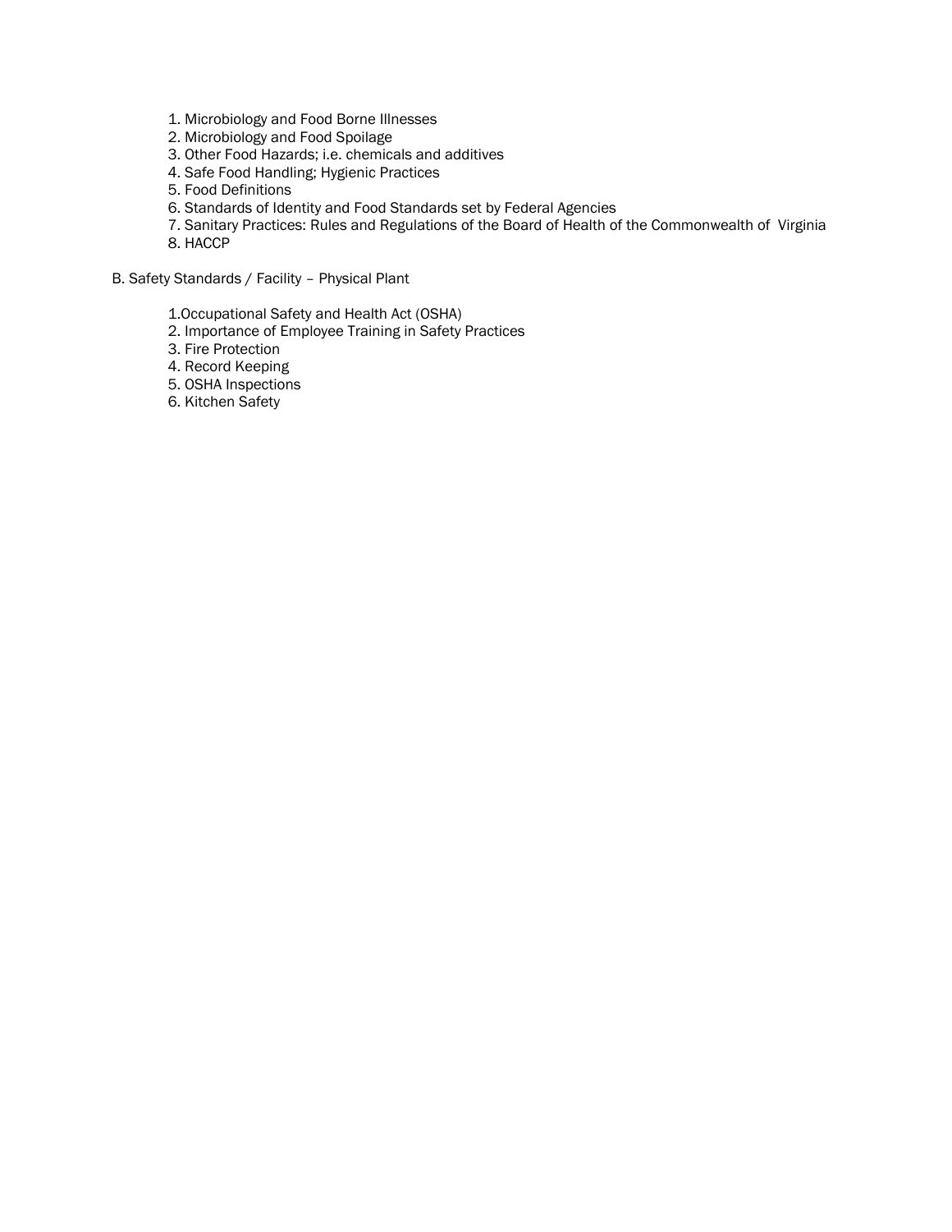1. Microbiology and Food Borne Illnesses
2. Microbiology and Food Spoilage
3. Other Food Hazards; i.e. chemicals and additives
4. Safe Food Handling; Hygienic Practices
5. Food Definitions
6. Standards of Identity and Food Standards set by Federal Agencies
7. Sanitary Practices: Rules and Regulations of the Board of Health of the Commonwealth of Virginia
8. HACCP

B. Safety Standards / Facility – Physical Plant

1. Occupational Safety and Health Act (OSHA)
2. Importance of Employee Training in Safety Practices
3. Fire Protection
4. Record Keeping
5. OSHA Inspections
6. Kitchen Safety